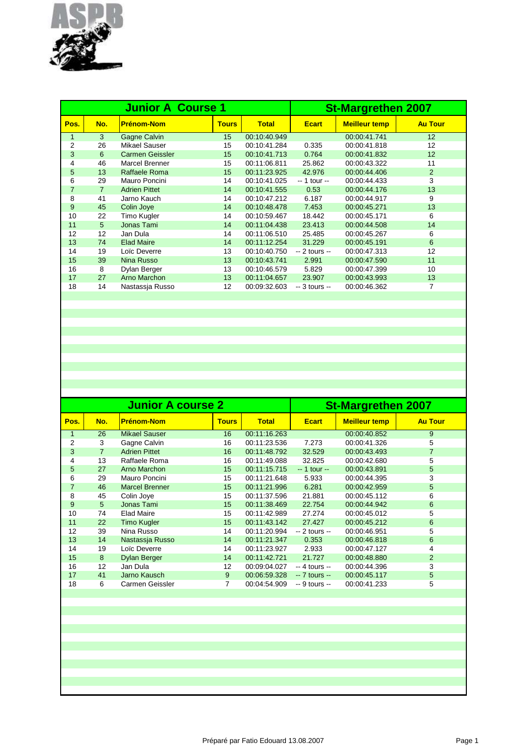ASPB

## Junior A Course 1 — St-Margrethen 2007

| Pos. | No. | Prénom-Nom | Tours | Total | Ecart | Meilleur temp | Au Tour |
|---|---|---|---|---|---|---|---|
| 1 | 3 | Gagne Calvin | 15 | 00:10:40.949 | | 00:00:41.741 | 12 |
| 2 | 26 | Mikael Sauser | 15 | 00:10:41.284 | 0.335 | 00:00:41.818 | 12 |
| 3 | 6 | Carmen Geissler | 15 | 00:10:41.713 | 0.764 | 00:00:41.832 | 12 |
| 4 | 46 | Marcel Brenner | 15 | 00:11:06.811 | 25.862 | 00:00:43.322 | 11 |
| 5 | 13 | Raffaele Roma | 15 | 00:11:23.925 | 42.976 | 00:00:44.406 | 2 |
| 6 | 29 | Mauro Poncini | 14 | 00:10:41.025 | -- 1 tour -- | 00:00:44.433 | 3 |
| 7 | 7 | Adrien Pittet | 14 | 00:10:41.555 | 0.53 | 00:00:44.176 | 13 |
| 8 | 41 | Jarno Kauch | 14 | 00:10:47.212 | 6.187 | 00:00:44.917 | 9 |
| 9 | 45 | Colin Joye | 14 | 00:10:48.478 | 7.453 | 00:00:45.271 | 13 |
| 10 | 22 | Timo Kugler | 14 | 00:10:59.467 | 18.442 | 00:00:45.171 | 6 |
| 11 | 5 | Jonas Tami | 14 | 00:11:04.438 | 23.413 | 00:00:44.508 | 14 |
| 12 | 12 | Jan Dula | 14 | 00:11:06.510 | 25.485 | 00:00:45.267 | 6 |
| 13 | 74 | Elad Maire | 14 | 00:11:12.254 | 31.229 | 00:00:45.191 | 6 |
| 14 | 19 | Loïc Deverre | 13 | 00:10:40.750 | -- 2 tours -- | 00:00:47.313 | 12 |
| 15 | 39 | Nina Russo | 13 | 00:10:43.741 | 2.991 | 00:00:47.590 | 11 |
| 16 | 8 | Dylan Berger | 13 | 00:10:46.579 | 5.829 | 00:00:47.399 | 10 |
| 17 | 27 | Arno Marchon | 13 | 00:11:04.657 | 23.907 | 00:00:43.993 | 13 |
| 18 | 14 | Nastassja Russo | 12 | 00:09:32.603 | -- 3 tours -- | 00:00:46.362 | 7 |

## Junior A course 2 — St-Margrethen 2007

| Pos. | No. | Prénom-Nom | Tours | Total | Ecart | Meilleur temp | Au Tour |
|---|---|---|---|---|---|---|---|
| 1 | 26 | Mikael Sauser | 16 | 00:11:16.263 | | 00:00:40.852 | 9 |
| 2 | 3 | Gagne Calvin | 16 | 00:11:23.536 | 7.273 | 00:00:41.326 | 5 |
| 3 | 7 | Adrien Pittet | 16 | 00:11:48.792 | 32.529 | 00:00:43.493 | 7 |
| 4 | 13 | Raffaele Roma | 16 | 00:11:49.088 | 32.825 | 00:00:42.680 | 5 |
| 5 | 27 | Arno Marchon | 15 | 00:11:15.715 | -- 1 tour -- | 00:00:43.891 | 5 |
| 6 | 29 | Mauro Poncini | 15 | 00:11:21.648 | 5.933 | 00:00:44.395 | 3 |
| 7 | 46 | Marcel Brenner | 15 | 00:11:21.996 | 6.281 | 00:00:42.959 | 5 |
| 8 | 45 | Colin Joye | 15 | 00:11:37.596 | 21.881 | 00:00:45.112 | 6 |
| 9 | 5 | Jonas Tami | 15 | 00:11:38.469 | 22.754 | 00:00:44.942 | 6 |
| 10 | 74 | Elad Maire | 15 | 00:11:42.989 | 27.274 | 00:00:45.012 | 5 |
| 11 | 22 | Timo Kugler | 15 | 00:11:43.142 | 27.427 | 00:00:45.212 | 6 |
| 12 | 39 | Nina Russo | 14 | 00:11:20.994 | -- 2 tours -- | 00:00:46.951 | 5 |
| 13 | 14 | Nastassja Russo | 14 | 00:11:21.347 | 0.353 | 00:00:46.818 | 6 |
| 14 | 19 | Loïc Deverre | 14 | 00:11:23.927 | 2.933 | 00:00:47.127 | 4 |
| 15 | 8 | Dylan Berger | 14 | 00:11:42.721 | 21.727 | 00:00:48.880 | 2 |
| 16 | 12 | Jan Dula | 12 | 00:09:04.027 | -- 4 tours -- | 00:00:44.396 | 3 |
| 17 | 41 | Jarno Kausch | 9 | 00:06:59.328 | -- 7 tours -- | 00:00:45.117 | 5 |
| 18 | 6 | Carmen Geissler | 7 | 00:04:54.909 | -- 9 tours -- | 00:00:41.233 | 5 |

Préparé par Fatio Edouard 13.08.2007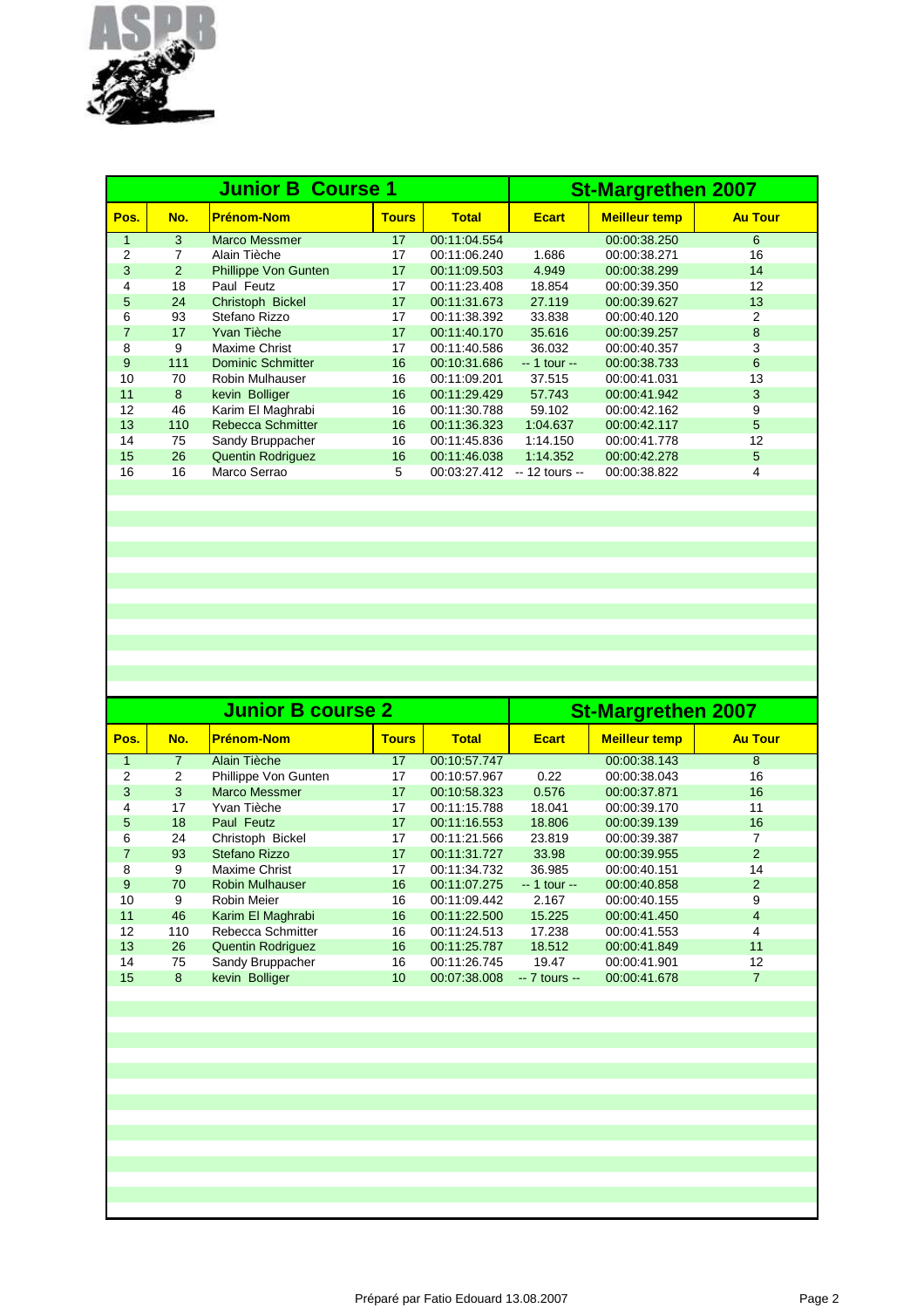ASPB

| Junior B Course 1 | | | | | St-Margrethen 2007 | | |
|---|---|---|---|---|---|---|---|
| **Pos.** | **No.** | **Prénom-Nom** | **Tours** | **Total** | **Ecart** | **Meilleur temp** | **Au Tour** |
| 1 | 3 | Marco Messmer | 17 | 00:11:04.554 | | 00:00:38.250 | 6 |
| 2 | 7 | Alain Tièche | 17 | 00:11:06.240 | 1.686 | 00:00:38.271 | 16 |
| 3 | 2 | Phillippe Von Gunten | 17 | 00:11:09.503 | 4.949 | 00:00:38.299 | 14 |
| 4 | 18 | Paul Feutz | 17 | 00:11:23.408 | 18.854 | 00:00:39.350 | 12 |
| 5 | 24 | Christoph Bickel | 17 | 00:11:31.673 | 27.119 | 00:00:39.627 | 13 |
| 6 | 93 | Stefano Rizzo | 17 | 00:11:38.392 | 33.838 | 00:00:40.120 | 2 |
| 7 | 17 | Yvan Tièche | 17 | 00:11:40.170 | 35.616 | 00:00:39.257 | 8 |
| 8 | 9 | Maxime Christ | 17 | 00:11:40.586 | 36.032 | 00:00:40.357 | 3 |
| 9 | 111 | Dominic Schmitter | 16 | 00:10:31.686 | -- 1 tour -- | 00:00:38.733 | 6 |
| 10 | 70 | Robin Mulhauser | 16 | 00:11:09.201 | 37.515 | 00:00:41.031 | 13 |
| 11 | 8 | kevin Bolliger | 16 | 00:11:29.429 | 57.743 | 00:00:41.942 | 3 |
| 12 | 46 | Karim El Maghrabi | 16 | 00:11:30.788 | 59.102 | 00:00:42.162 | 9 |
| 13 | 110 | Rebecca Schmitter | 16 | 00:11:36.323 | 1:04.637 | 00:00:42.117 | 5 |
| 14 | 75 | Sandy Bruppacher | 16 | 00:11:45.836 | 1:14.150 | 00:00:41.778 | 12 |
| 15 | 26 | Quentin Rodriguez | 16 | 00:11:46.038 | 1:14.352 | 00:00:42.278 | 5 |
| 16 | 16 | Marco Serrao | 5 | 00:03:27.412 | -- 12 tours -- | 00:00:38.822 | 4 |

| Junior B course 2 | | | | | St-Margrethen 2007 | | |
|---|---|---|---|---|---|---|---|
| **Pos.** | **No.** | **Prénom-Nom** | **Tours** | **Total** | **Ecart** | **Meilleur temp** | **Au Tour** |
| 1 | 7 | Alain Tièche | 17 | 00:10:57.747 | | 00:00:38.143 | 8 |
| 2 | 2 | Phillippe Von Gunten | 17 | 00:10:57.967 | 0.22 | 00:00:38.043 | 16 |
| 3 | 3 | Marco Messmer | 17 | 00:10:58.323 | 0.576 | 00:00:37.871 | 16 |
| 4 | 17 | Yvan Tièche | 17 | 00:11:15.788 | 18.041 | 00:00:39.170 | 11 |
| 5 | 18 | Paul Feutz | 17 | 00:11:16.553 | 18.806 | 00:00:39.139 | 16 |
| 6 | 24 | Christoph Bickel | 17 | 00:11:21.566 | 23.819 | 00:00:39.387 | 7 |
| 7 | 93 | Stefano Rizzo | 17 | 00:11:31.727 | 33.98 | 00:00:39.955 | 2 |
| 8 | 9 | Maxime Christ | 17 | 00:11:34.732 | 36.985 | 00:00:40.151 | 14 |
| 9 | 70 | Robin Mulhauser | 16 | 00:11:07.275 | -- 1 tour -- | 00:00:40.858 | 2 |
| 10 | 9 | Robin Meier | 16 | 00:11:09.442 | 2.167 | 00:00:40.155 | 9 |
| 11 | 46 | Karim El Maghrabi | 16 | 00:11:22.500 | 15.225 | 00:00:41.450 | 4 |
| 12 | 110 | Rebecca Schmitter | 16 | 00:11:24.513 | 17.238 | 00:00:41.553 | 4 |
| 13 | 26 | Quentin Rodriguez | 16 | 00:11:25.787 | 18.512 | 00:00:41.849 | 11 |
| 14 | 75 | Sandy Bruppacher | 16 | 00:11:26.745 | 19.47 | 00:00:41.901 | 12 |
| 15 | 8 | kevin Bolliger | 10 | 00:07:38.008 | -- 7 tours -- | 00:00:41.678 | 7 |

Préparé par Fatio Edouard 13.08.2007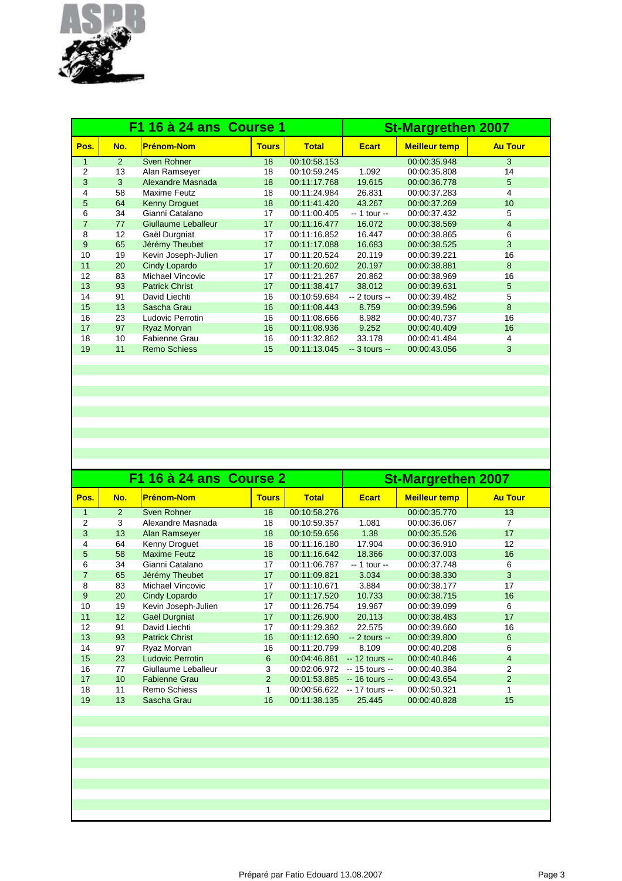ASPB

| F1 16 à 24 ans Course 1 | | | | | St-Margrethen 2007 | | |
|---|---|---|---|---|---|---|---|
| **Pos.** | **No.** | **Prénom-Nom** | **Tours** | **Total** | **Ecart** | **Meilleur temp** | **Au Tour** |
| 1 | 2 | Sven Rohner | 18 | 00:10:58.153 | | 00:00:35.948 | 3 |
| 2 | 13 | Alan Ramseyer | 18 | 00:10:59.245 | 1.092 | 00:00:35.808 | 14 |
| 3 | 3 | Alexandre Masnada | 18 | 00:11:17.768 | 19.615 | 00:00:36.778 | 5 |
| 4 | 58 | Maxime Feutz | 18 | 00:11:24.984 | 26.831 | 00:00:37.283 | 4 |
| 5 | 64 | Kenny Droguet | 18 | 00:11:41.420 | 43.267 | 00:00:37.269 | 10 |
| 6 | 34 | Gianni Catalano | 17 | 00:11:00.405 | -- 1 tour -- | 00:00:37.432 | 5 |
| 7 | 77 | Giullaume Leballeur | 17 | 00:11:16.477 | 16.072 | 00:00:38.569 | 4 |
| 8 | 12 | Gaël Durgniat | 17 | 00:11:16.852 | 16.447 | 00:00:38.865 | 6 |
| 9 | 65 | Jérémy Theubet | 17 | 00:11:17.088 | 16.683 | 00:00:38.525 | 3 |
| 10 | 19 | Kevin Joseph-Julien | 17 | 00:11:20.524 | 20.119 | 00:00:39.221 | 16 |
| 11 | 20 | Cindy Lopardo | 17 | 00:11:20.602 | 20.197 | 00:00:38.881 | 8 |
| 12 | 83 | Michael Vincovic | 17 | 00:11:21.267 | 20.862 | 00:00:38.969 | 16 |
| 13 | 93 | Patrick Christ | 17 | 00:11:38.417 | 38.012 | 00:00:39.631 | 5 |
| 14 | 91 | David Liechti | 16 | 00:10:59.684 | -- 2 tours -- | 00:00:39.482 | 5 |
| 15 | 13 | Sascha Grau | 16 | 00:11:08.443 | 8.759 | 00:00:39.596 | 8 |
| 16 | 23 | Ludovic Perrotin | 16 | 00:11:08.666 | 8.982 | 00:00:40.737 | 16 |
| 17 | 97 | Ryaz Morvan | 16 | 00:11:08.936 | 9.252 | 00:00:40.409 | 16 |
| 18 | 10 | Fabienne Grau | 16 | 00:11:32.862 | 33.178 | 00:00:41.484 | 4 |
| 19 | 11 | Remo Schiess | 15 | 00:11:13.045 | -- 3 tours -- | 00:00:43.056 | 3 |

| F1 16 à 24 ans Course 2 | | | | | St-Margrethen 2007 | | |
|---|---|---|---|---|---|---|---|
| **Pos.** | **No.** | **Prénom-Nom** | **Tours** | **Total** | **Ecart** | **Meilleur temp** | **Au Tour** |
| 1 | 2 | Sven Rohner | 18 | 00:10:58.276 | | 00:00:35.770 | 13 |
| 2 | 3 | Alexandre Masnada | 18 | 00:10:59.357 | 1.081 | 00:00:36.067 | 7 |
| 3 | 13 | Alan Ramseyer | 18 | 00:10:59.656 | 1.38 | 00:00:35.526 | 17 |
| 4 | 64 | Kenny Droguet | 18 | 00:11:16.180 | 17.904 | 00:00:36.910 | 12 |
| 5 | 58 | Maxime Feutz | 18 | 00:11:16.642 | 18.366 | 00:00:37.003 | 16 |
| 6 | 34 | Gianni Catalano | 17 | 00:11:06.787 | -- 1 tour -- | 00:00:37.748 | 6 |
| 7 | 65 | Jérémy Theubet | 17 | 00:11:09.821 | 3.034 | 00:00:38.330 | 3 |
| 8 | 83 | Michael Vincovic | 17 | 00:11:10.671 | 3.884 | 00:00:38.177 | 17 |
| 9 | 20 | Cindy Lopardo | 17 | 00:11:17.520 | 10.733 | 00:00:38.715 | 16 |
| 10 | 19 | Kevin Joseph-Julien | 17 | 00:11:26.754 | 19.967 | 00:00:39.099 | 6 |
| 11 | 12 | Gaël Durgniat | 17 | 00:11:26.900 | 20.113 | 00:00:38.483 | 17 |
| 12 | 91 | David Liechti | 17 | 00:11:29.362 | 22.575 | 00:00:39.660 | 16 |
| 13 | 93 | Patrick Christ | 16 | 00:11:12.690 | -- 2 tours -- | 00:00:39.800 | 6 |
| 14 | 97 | Ryaz Morvan | 16 | 00:11:20.799 | 8.109 | 00:00:40.208 | 6 |
| 15 | 23 | Ludovic Perrotin | 6 | 00:04:46.861 | -- 12 tours -- | 00:00:40.846 | 4 |
| 16 | 77 | Giullaume Leballeur | 3 | 00:02:06.972 | -- 15 tours -- | 00:00:40.384 | 2 |
| 17 | 10 | Fabienne Grau | 2 | 00:01:53.885 | -- 16 tours -- | 00:00:43.654 | 2 |
| 18 | 11 | Remo Schiess | 1 | 00:00:56.622 | -- 17 tours -- | 00:00:50.321 | 1 |
| 19 | 13 | Sascha Grau | 16 | 00:11:38.135 | 25.445 | 00:00:40.828 | 15 |

Préparé par Fatio Edouard 13.08.2007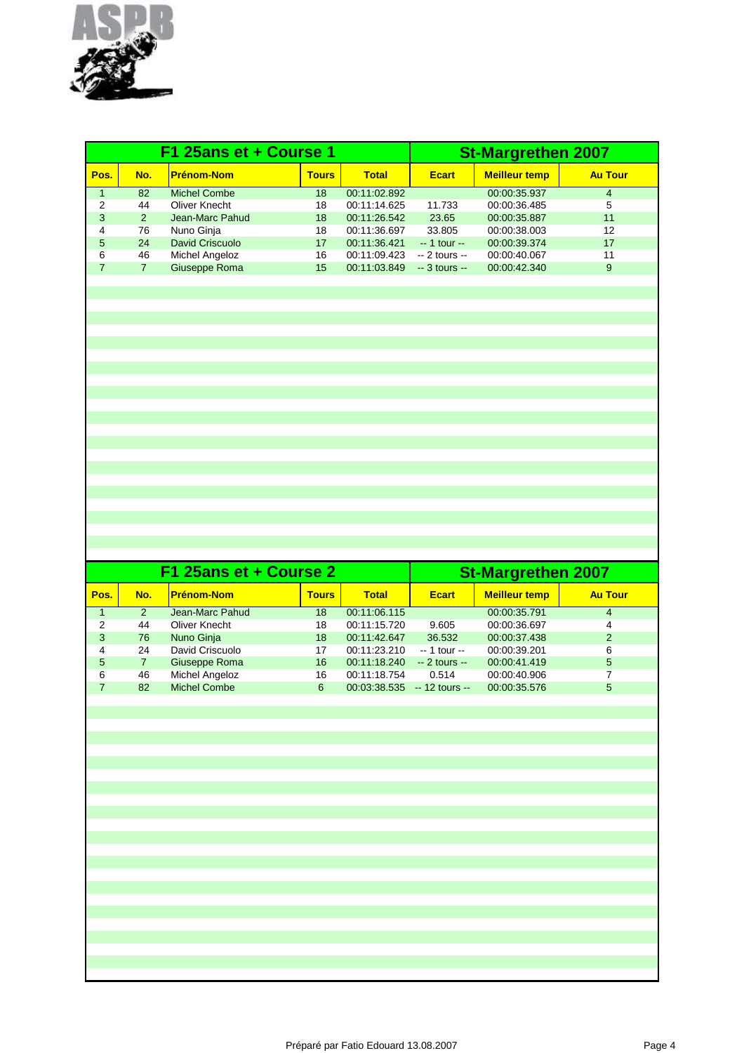## F1 25ans et + Course 1 — St-Margrethen 2007

| Pos. | No. | Prénom-Nom | Tours | Total | Ecart | Meilleur temp | Au Tour |
|---|---|---|---|---|---|---|---|
| 1 | 82 | Michel Combe | 18 | 00:11:02.892 | | 00:00:35.937 | 4 |
| 2 | 44 | Oliver Knecht | 18 | 00:11:14.625 | 11.733 | 00:00:36.485 | 5 |
| 3 | 2 | Jean-Marc Pahud | 18 | 00:11:26.542 | 23.65 | 00:00:35.887 | 11 |
| 4 | 76 | Nuno Ginja | 18 | 00:11:36.697 | 33.805 | 00:00:38.003 | 12 |
| 5 | 24 | David Criscuolo | 17 | 00:11:36.421 | -- 1 tour -- | 00:00:39.374 | 17 |
| 6 | 46 | Michel Angeloz | 16 | 00:11:09.423 | -- 2 tours -- | 00:00:40.067 | 11 |
| 7 | 7 | Giuseppe Roma | 15 | 00:11:03.849 | -- 3 tours -- | 00:00:42.340 | 9 |

## F1 25ans et + Course 2 — St-Margrethen 2007

| Pos. | No. | Prénom-Nom | Tours | Total | Ecart | Meilleur temp | Au Tour |
|---|---|---|---|---|---|---|---|
| 1 | 2 | Jean-Marc Pahud | 18 | 00:11:06.115 | | 00:00:35.791 | 4 |
| 2 | 44 | Oliver Knecht | 18 | 00:11:15.720 | 9.605 | 00:00:36.697 | 4 |
| 3 | 76 | Nuno Ginja | 18 | 00:11:42.647 | 36.532 | 00:00:37.438 | 2 |
| 4 | 24 | David Criscuolo | 17 | 00:11:23.210 | -- 1 tour -- | 00:00:39.201 | 6 |
| 5 | 7 | Giuseppe Roma | 16 | 00:11:18.240 | -- 2 tours -- | 00:00:41.419 | 5 |
| 6 | 46 | Michel Angeloz | 16 | 00:11:18.754 | 0.514 | 00:00:40.906 | 7 |
| 7 | 82 | Michel Combe | 6 | 00:03:38.535 | -- 12 tours -- | 00:00:35.576 | 5 |

Préparé par Fatio Edouard 13.08.2007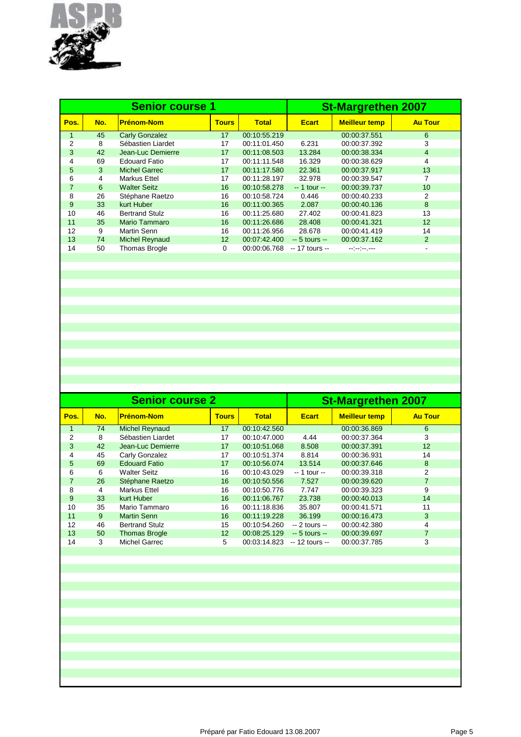ASPB

| Senior course 1 | | | | | St-Margrethen 2007 | | |
|---|---|---|---|---|---|---|---|
| **Pos.** | **No.** | **Prénom-Nom** | **Tours** | **Total** | **Ecart** | **Meilleur temp** | **Au Tour** |
| 1 | 45 | Carly Gonzalez | 17 | 00:10:55.219 | | 00:00:37.551 | 6 |
| 2 | 8 | Sébastien Liardet | 17 | 00:11:01.450 | 6.231 | 00:00:37.392 | 3 |
| 3 | 42 | Jean-Luc Demierre | 17 | 00:11:08.503 | 13.284 | 00:00:38.334 | 4 |
| 4 | 69 | Edouard Fatio | 17 | 00:11:11.548 | 16.329 | 00:00:38.629 | 4 |
| 5 | 3 | Michel Garrec | 17 | 00:11:17.580 | 22.361 | 00:00:37.917 | 13 |
| 6 | 4 | Markus Ettel | 17 | 00:11:28.197 | 32.978 | 00:00:39.547 | 7 |
| 7 | 6 | Walter Seitz | 16 | 00:10:58.278 | -- 1 tour -- | 00:00:39.737 | 10 |
| 8 | 26 | Stéphane Raetzo | 16 | 00:10:58.724 | 0.446 | 00:00:40.233 | 2 |
| 9 | 33 | kurt Huber | 16 | 00:11:00.365 | 2.087 | 00:00:40.136 | 8 |
| 10 | 46 | Bertrand Stulz | 16 | 00:11:25.680 | 27.402 | 00:00:41.823 | 13 |
| 11 | 35 | Mario Tammaro | 16 | 00:11:26.686 | 28.408 | 00:00:41.321 | 12 |
| 12 | 9 | Martin Senn | 16 | 00:11:26.956 | 28.678 | 00:00:41.419 | 14 |
| 13 | 74 | Michel Reynaud | 12 | 00:07:42.400 | -- 5 tours -- | 00:00:37.162 | 2 |
| 14 | 50 | Thomas Brogle | 0 | 00:00:06.768 | -- 17 tours -- | --:--:--.--- | - |

| Senior course 2 | | | | | St-Margrethen 2007 | | |
|---|---|---|---|---|---|---|---|
| **Pos.** | **No.** | **Prénom-Nom** | **Tours** | **Total** | **Ecart** | **Meilleur temp** | **Au Tour** |
| 1 | 74 | Michel Reynaud | 17 | 00:10:42.560 | | 00:00:36.869 | 6 |
| 2 | 8 | Sébastien Liardet | 17 | 00:10:47.000 | 4.44 | 00:00:37.364 | 3 |
| 3 | 42 | Jean-Luc Demierre | 17 | 00:10:51.068 | 8.508 | 00:00:37.391 | 12 |
| 4 | 45 | Carly Gonzalez | 17 | 00:10:51.374 | 8.814 | 00:00:36.931 | 14 |
| 5 | 69 | Edouard Fatio | 17 | 00:10:56.074 | 13.514 | 00:00:37.646 | 8 |
| 6 | 6 | Walter Seitz | 16 | 00:10:43.029 | -- 1 tour -- | 00:00:39.318 | 2 |
| 7 | 26 | Stéphane Raetzo | 16 | 00:10:50.556 | 7.527 | 00:00:39.620 | 7 |
| 8 | 4 | Markus Ettel | 16 | 00:10:50.776 | 7.747 | 00:00:39.323 | 9 |
| 9 | 33 | kurt Huber | 16 | 00:11:06.767 | 23.738 | 00:00:40.013 | 14 |
| 10 | 35 | Mario Tammaro | 16 | 00:11:18.836 | 35.807 | 00:00:41.571 | 11 |
| 11 | 9 | Martin Senn | 16 | 00:11:19.228 | 36.199 | 00:00:16.473 | 3 |
| 12 | 46 | Bertrand Stulz | 15 | 00:10:54.260 | -- 2 tours -- | 00:00:42.380 | 4 |
| 13 | 50 | Thomas Brogle | 12 | 00:08:25.129 | -- 5 tours -- | 00:00:39.697 | 7 |
| 14 | 3 | Michel Garrec | 5 | 00:03:14.823 | -- 12 tours -- | 00:00:37.785 | 3 |

Préparé par Fatio Edouard 13.08.2007